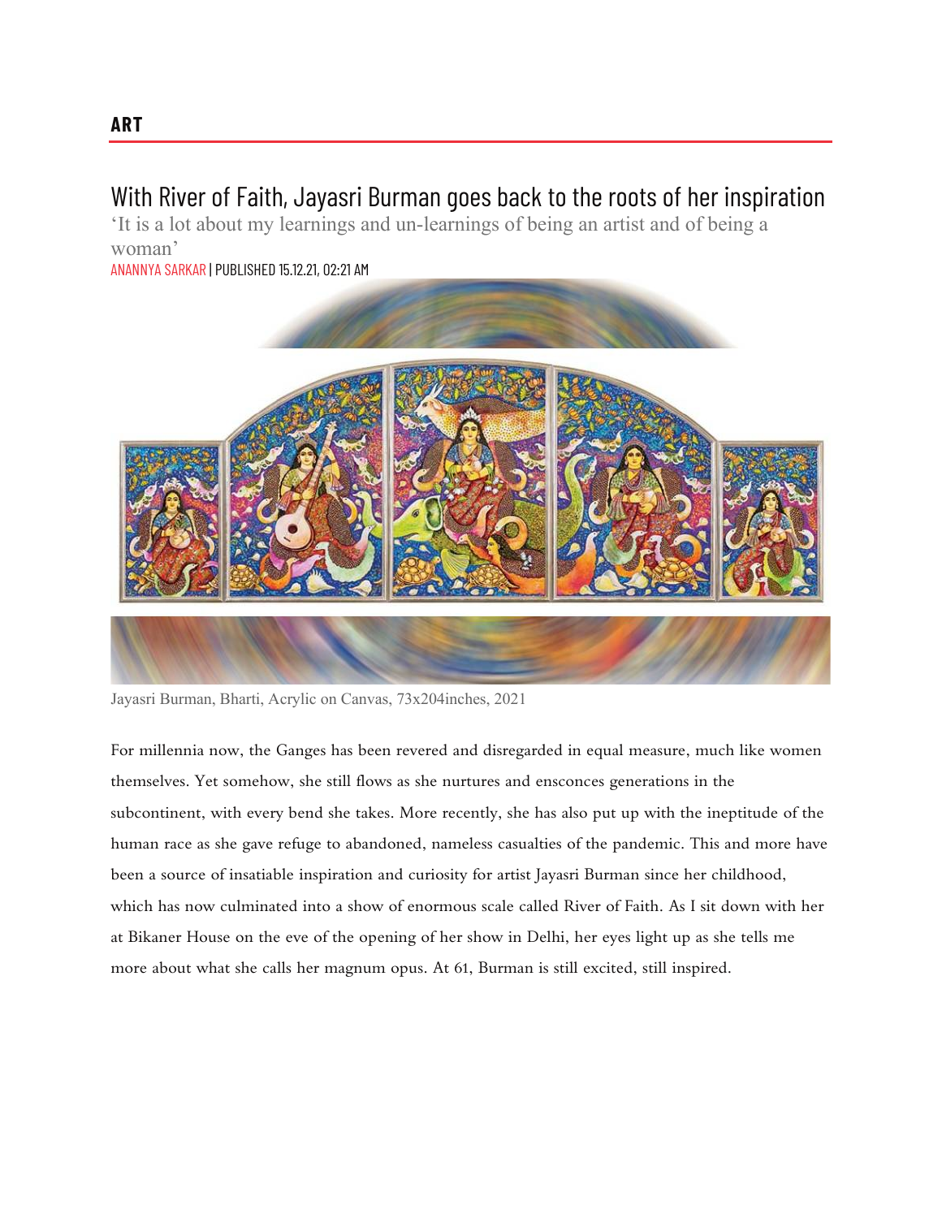**ART**

# With River of Faith, Jayasri Burman goes back to the roots of her inspiration

'It is a lot about my learnings and un-learnings of being an artist and of being a woman'

ANANNYA SARKAR | PUBLISHED 15.12.21, 02:21 AM

Jayasri Burman, Bharti, Acrylic on Canvas, 73x204inches, 2021

For millennia now, the Ganges has been revered and disregarded in equal measure, much like women themselves. Yet somehow, she still flows as she nurtures and ensconces generations in the subcontinent, with every bend she takes. More recently, she has also put up with the ineptitude of the human race as she gave refuge to abandoned, nameless casualties of the pandemic. This and more have been a source of insatiable inspiration and curiosity for artist Jayasri Burman since her childhood, which has now culminated into a show of enormous scale called River of Faith. As I sit down with her at Bikaner House on the eve of the opening of her show in Delhi, her eyes light up as she tells me more about what she calls her magnum opus. At 61, Burman is still excited, still inspired.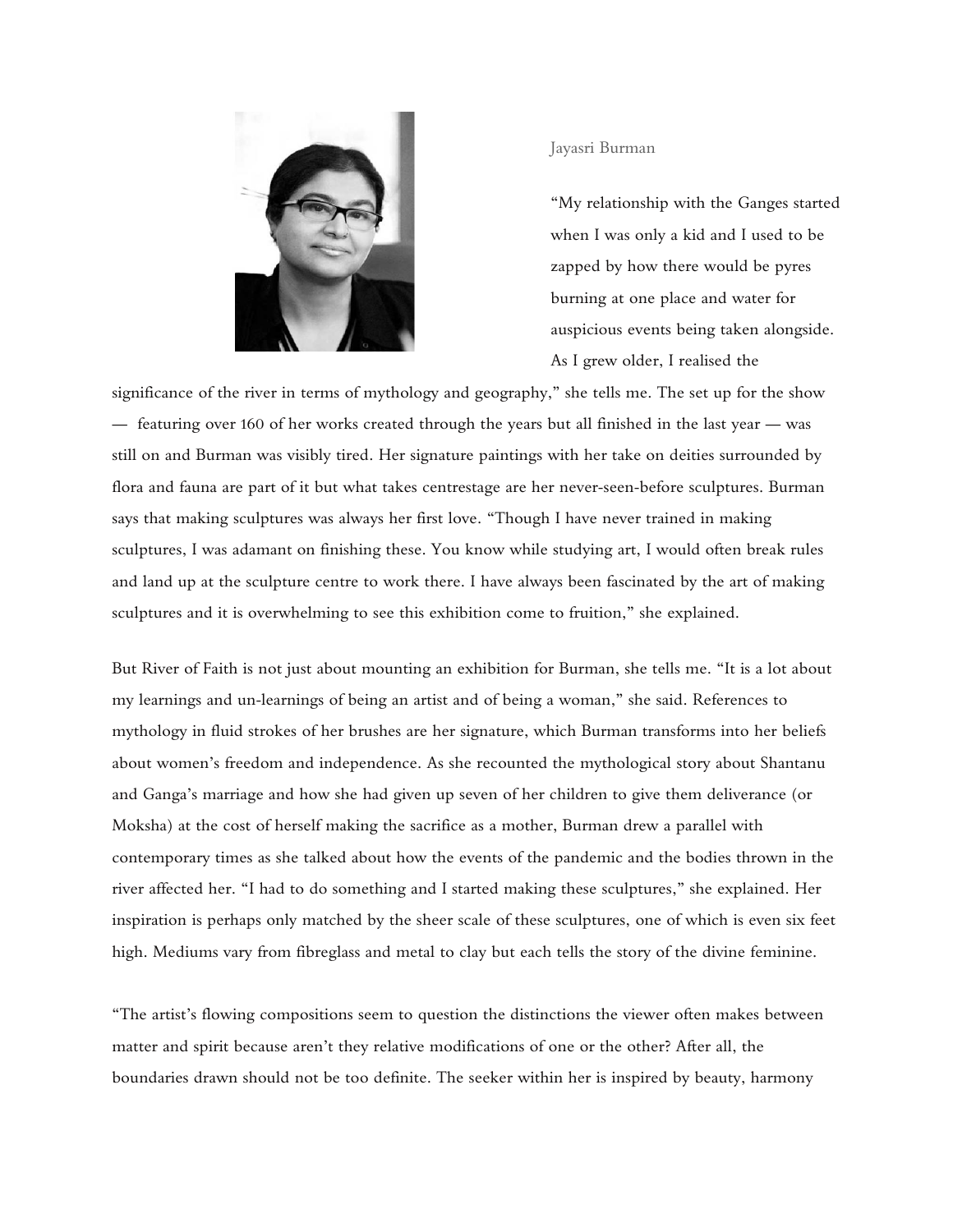Jayasri Burman

"My relationship with the Ganges started when I was only a kid and I used to be zapped by how there would be pyres burning at one place and water for auspicious events being taken alongside. As I grew older, I realised the significance of the river in terms of mythology and geography," she tells me. The set up for the show — featuring over 160 of her works created through the years but all finished in the last year — was still on and Burman was visibly tired. Her signature paintings with her take on deities surrounded by flora and fauna are part of it but what takes centrestage are her never-seen-before sculptures. Burman says that making sculptures was always her first love. "Though I have never trained in making sculptures, I was adamant on finishing these. You know while studying art, I would often break rules and land up at the sculpture centre to work there. I have always been fascinated by the art of making sculptures and it is overwhelming to see this exhibition come to fruition," she explained.

But River of Faith is not just about mounting an exhibition for Burman, she tells me. "It is a lot about my learnings and un-learnings of being an artist and of being a woman," she said. References to mythology in fluid strokes of her brushes are her signature, which Burman transforms into her beliefs about women's freedom and independence. As she recounted the mythological story about Shantanu and Ganga's marriage and how she had given up seven of her children to give them deliverance (or Moksha) at the cost of herself making the sacrifice as a mother, Burman drew a parallel with contemporary times as she talked about how the events of the pandemic and the bodies thrown in the river affected her. "I had to do something and I started making these sculptures," she explained. Her inspiration is perhaps only matched by the sheer scale of these sculptures, one of which is even six feet high. Mediums vary from fibreglass and metal to clay but each tells the story of the divine feminine.

"The artist's flowing compositions seem to question the distinctions the viewer often makes between matter and spirit because aren't they relative modifications of one or the other? After all, the boundaries drawn should not be too definite. The seeker within her is inspired by beauty, harmony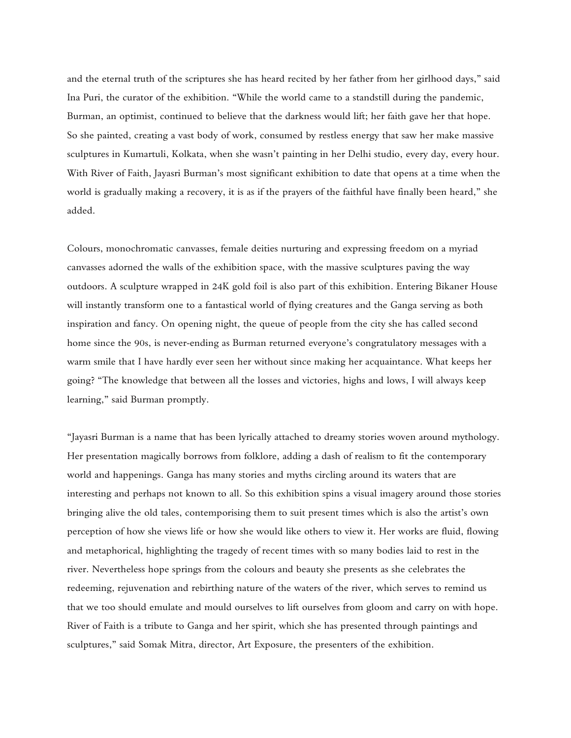and the eternal truth of the scriptures she has heard recited by her father from her girlhood days," said Ina Puri, the curator of the exhibition. "While the world came to a standstill during the pandemic, Burman, an optimist, continued to believe that the darkness would lift; her faith gave her that hope. So she painted, creating a vast body of work, consumed by restless energy that saw her make massive sculptures in Kumartuli, Kolkata, when she wasn't painting in her Delhi studio, every day, every hour. With River of Faith, Jayasri Burman's most significant exhibition to date that opens at a time when the world is gradually making a recovery, it is as if the prayers of the faithful have finally been heard," she added.

Colours, monochromatic canvasses, female deities nurturing and expressing freedom on a myriad canvasses adorned the walls of the exhibition space, with the massive sculptures paving the way outdoors. A sculpture wrapped in 24K gold foil is also part of this exhibition. Entering Bikaner House will instantly transform one to a fantastical world of flying creatures and the Ganga serving as both inspiration and fancy. On opening night, the queue of people from the city she has called second home since the 90s, is never-ending as Burman returned everyone's congratulatory messages with a warm smile that I have hardly ever seen her without since making her acquaintance. What keeps her going? "The knowledge that between all the losses and victories, highs and lows, I will always keep learning," said Burman promptly.

"Jayasri Burman is a name that has been lyrically attached to dreamy stories woven around mythology. Her presentation magically borrows from folklore, adding a dash of realism to fit the contemporary world and happenings. Ganga has many stories and myths circling around its waters that are interesting and perhaps not known to all. So this exhibition spins a visual imagery around those stories bringing alive the old tales, contemporising them to suit present times which is also the artist's own perception of how she views life or how she would like others to view it. Her works are fluid, flowing and metaphorical, highlighting the tragedy of recent times with so many bodies laid to rest in the river. Nevertheless hope springs from the colours and beauty she presents as she celebrates the redeeming, rejuvenation and rebirthing nature of the waters of the river, which serves to remind us that we too should emulate and mould ourselves to lift ourselves from gloom and carry on with hope. River of Faith is a tribute to Ganga and her spirit, which she has presented through paintings and sculptures," said Somak Mitra, director, Art Exposure, the presenters of the exhibition.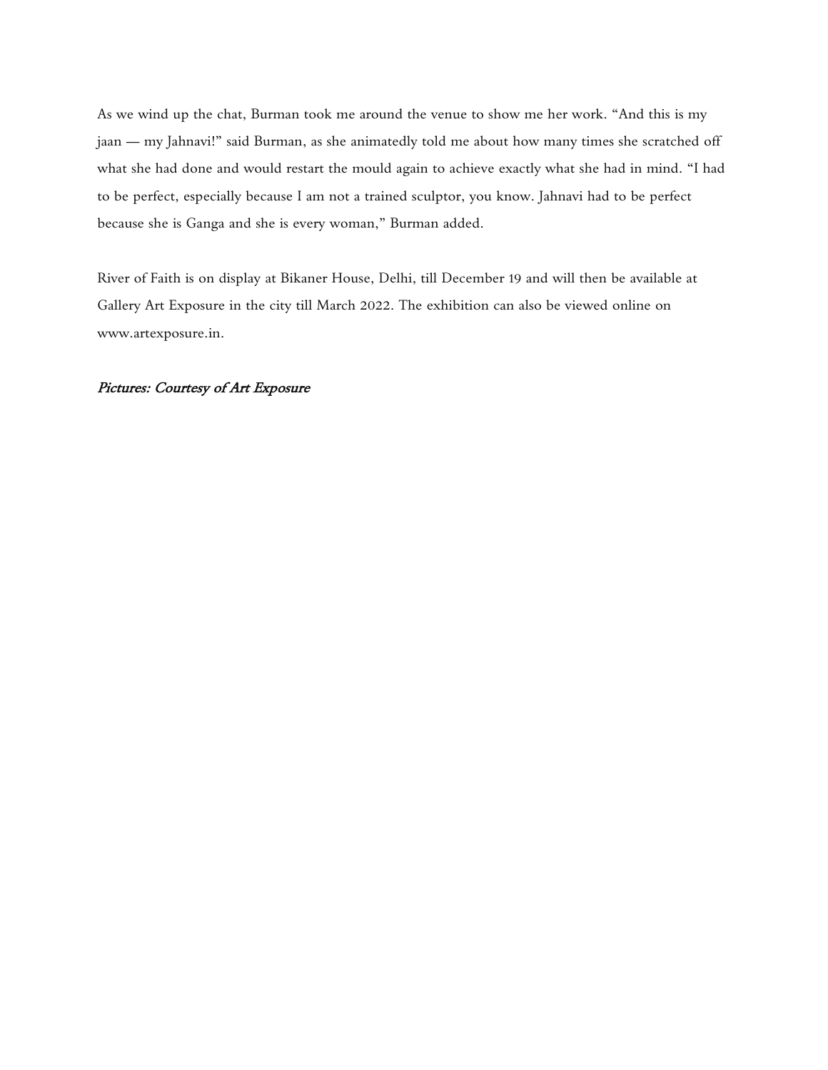As we wind up the chat, Burman took me around the venue to show me her work. "And this is my jaan — my Jahnavi!" said Burman, as she animatedly told me about how many times she scratched off what she had done and would restart the mould again to achieve exactly what she had in mind. "I had to be perfect, especially because I am not a trained sculptor, you know. Jahnavi had to be perfect because she is Ganga and she is every woman," Burman added.

River of Faith is on display at Bikaner House, Delhi, till December 19 and will then be available at Gallery Art Exposure in the city till March 2022. The exhibition can also be viewed online on www.artexposure.in.

*Pictures: Courtesy of Art Exposure*